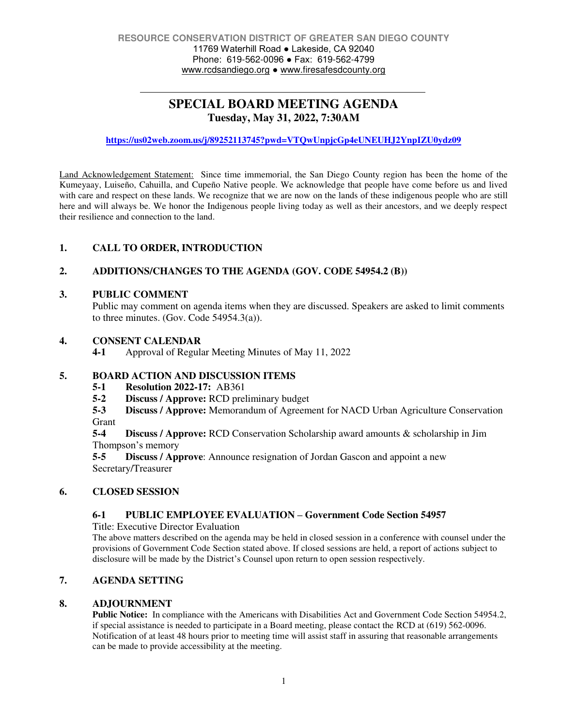**RESOURCE CONSERVATION DISTRICT OF GREATER SAN DIEGO COUNTY**
11769 Waterhill Road ● Lakeside, CA 92040
Phone: 619-562-0096 ● Fax: 619-562-4799
www.rcdsandiego.org ● www.firesafesdcounty.org

---

# SPECIAL BOARD MEETING AGENDA

**Tuesday, May 31, 2022, 7:30AM**

**https://us02web.zoom.us/j/89252113745?pwd=VTQwUnpjcGp4eUNEUHJ2YnpIZU0ydz09**

Land Acknowledgement Statement: Since time immemorial, the San Diego County region has been the home of the Kumeyaay, Luiseño, Cahuilla, and Cupeño Native people. We acknowledge that people have come before us and lived with care and respect on these lands. We recognize that we are now on the lands of these indigenous people who are still here and will always be. We honor the Indigenous people living today as well as their ancestors, and we deeply respect their resilience and connection to the land.

## 1. CALL TO ORDER, INTRODUCTION

## 2. ADDITIONS/CHANGES TO THE AGENDA (GOV. CODE 54954.2 (B))

## 3. PUBLIC COMMENT

Public may comment on agenda items when they are discussed. Speakers are asked to limit comments to three minutes. (Gov. Code 54954.3(a)).

## 4. CONSENT CALENDAR

**4-1** Approval of Regular Meeting Minutes of May 11, 2022

## 5. BOARD ACTION AND DISCUSSION ITEMS

**5-1** **Resolution 2022-17:** AB361

**5-2** **Discuss / Approve:** RCD preliminary budget

**5-3** **Discuss / Approve:** Memorandum of Agreement for NACD Urban Agriculture Conservation Grant

**5-4** **Discuss / Approve:** RCD Conservation Scholarship award amounts & scholarship in Jim Thompson's memory

**5-5** **Discuss / Approve**: Announce resignation of Jordan Gascon and appoint a new Secretary/Treasurer

## 6. CLOSED SESSION

### 6-1 PUBLIC EMPLOYEE EVALUATION – Government Code Section 54957

Title: Executive Director Evaluation

The above matters described on the agenda may be held in closed session in a conference with counsel under the provisions of Government Code Section stated above. If closed sessions are held, a report of actions subject to disclosure will be made by the District's Counsel upon return to open session respectively.

## 7. AGENDA SETTING

## 8. ADJOURNMENT

**Public Notice:** In compliance with the Americans with Disabilities Act and Government Code Section 54954.2, if special assistance is needed to participate in a Board meeting, please contact the RCD at (619) 562-0096. Notification of at least 48 hours prior to meeting time will assist staff in assuring that reasonable arrangements can be made to provide accessibility at the meeting.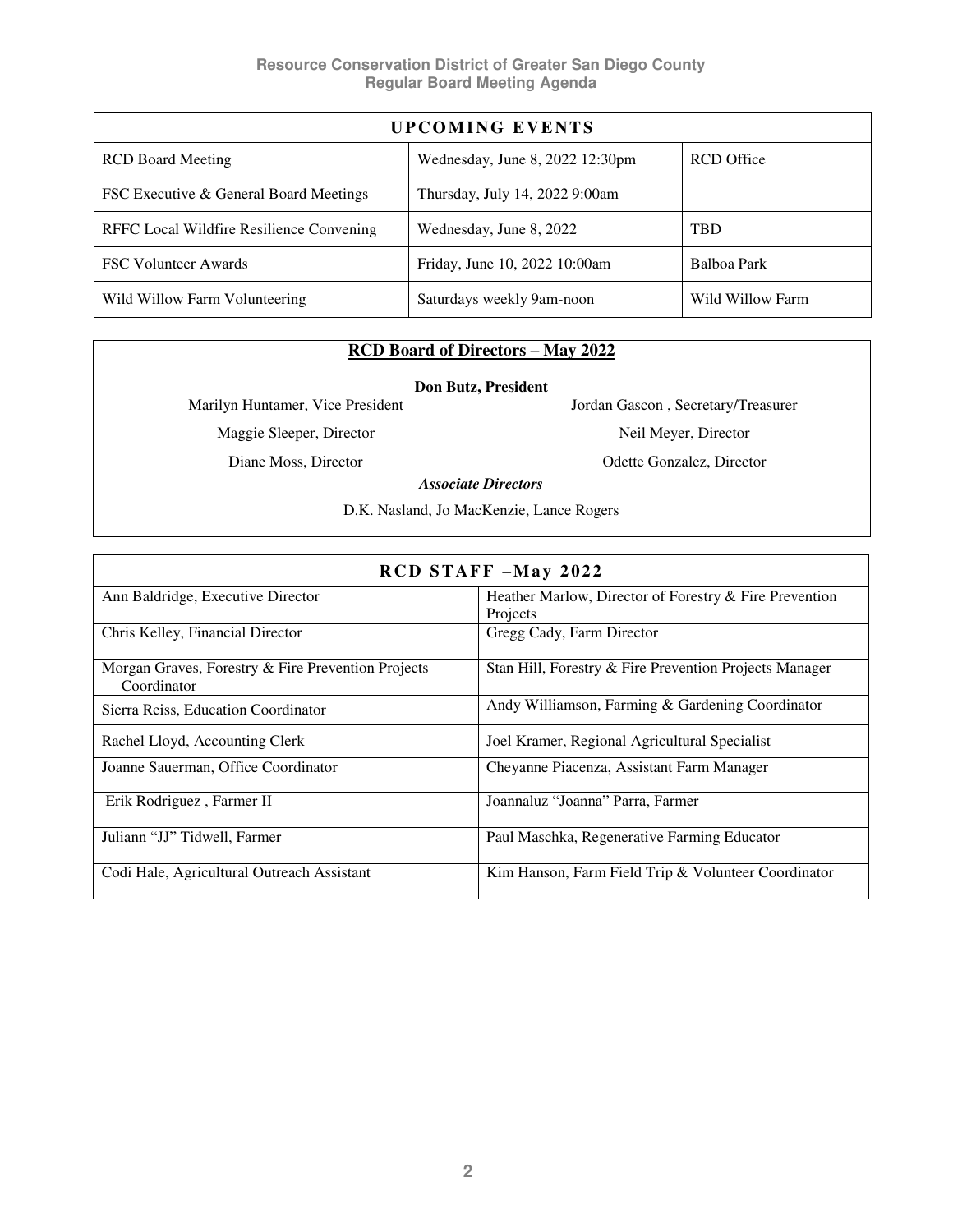| UPCOMING EVENTS | | |
|---|---|---|
| RCD Board Meeting | Wednesday, June 8, 2022 12:30pm | RCD Office |
| FSC Executive & General Board Meetings | Thursday, July 14, 2022 9:00am | |
| RFFC Local Wildfire Resilience Convening | Wednesday, June 8, 2022 | TBD |
| FSC Volunteer Awards | Friday, June 10, 2022 10:00am | Balboa Park |
| Wild Willow Farm Volunteering | Saturdays weekly 9am-noon | Wild Willow Farm |

## RCD Board of Directors – May 2022

**Don Butz, President**

Marilyn Huntamer, Vice President

Jordan Gascon , Secretary/Treasurer

Maggie Sleeper, Director

Neil Meyer, Director

Diane Moss, Director

Odette Gonzalez, Director

***Associate Directors***

D.K. Nasland, Jo MacKenzie, Lance Rogers

| RCD STAFF –May 2022 | |
|---|---|
| Ann Baldridge, Executive Director | Heather Marlow, Director of Forestry & Fire Prevention Projects |
| Chris Kelley, Financial Director | Gregg Cady, Farm Director |
| Morgan Graves, Forestry & Fire Prevention Projects Coordinator | Stan Hill, Forestry & Fire Prevention Projects Manager |
| Sierra Reiss, Education Coordinator | Andy Williamson, Farming & Gardening Coordinator |
| Rachel Lloyd, Accounting Clerk | Joel Kramer, Regional Agricultural Specialist |
| Joanne Sauerman, Office Coordinator | Cheyanne Piacenza, Assistant Farm Manager |
| Erik Rodriguez , Farmer II | Joannaluz "Joanna" Parra, Farmer |
| Juliann "JJ" Tidwell, Farmer | Paul Maschka, Regenerative Farming Educator |
| Codi Hale, Agricultural Outreach Assistant | Kim Hanson, Farm Field Trip & Volunteer Coordinator |